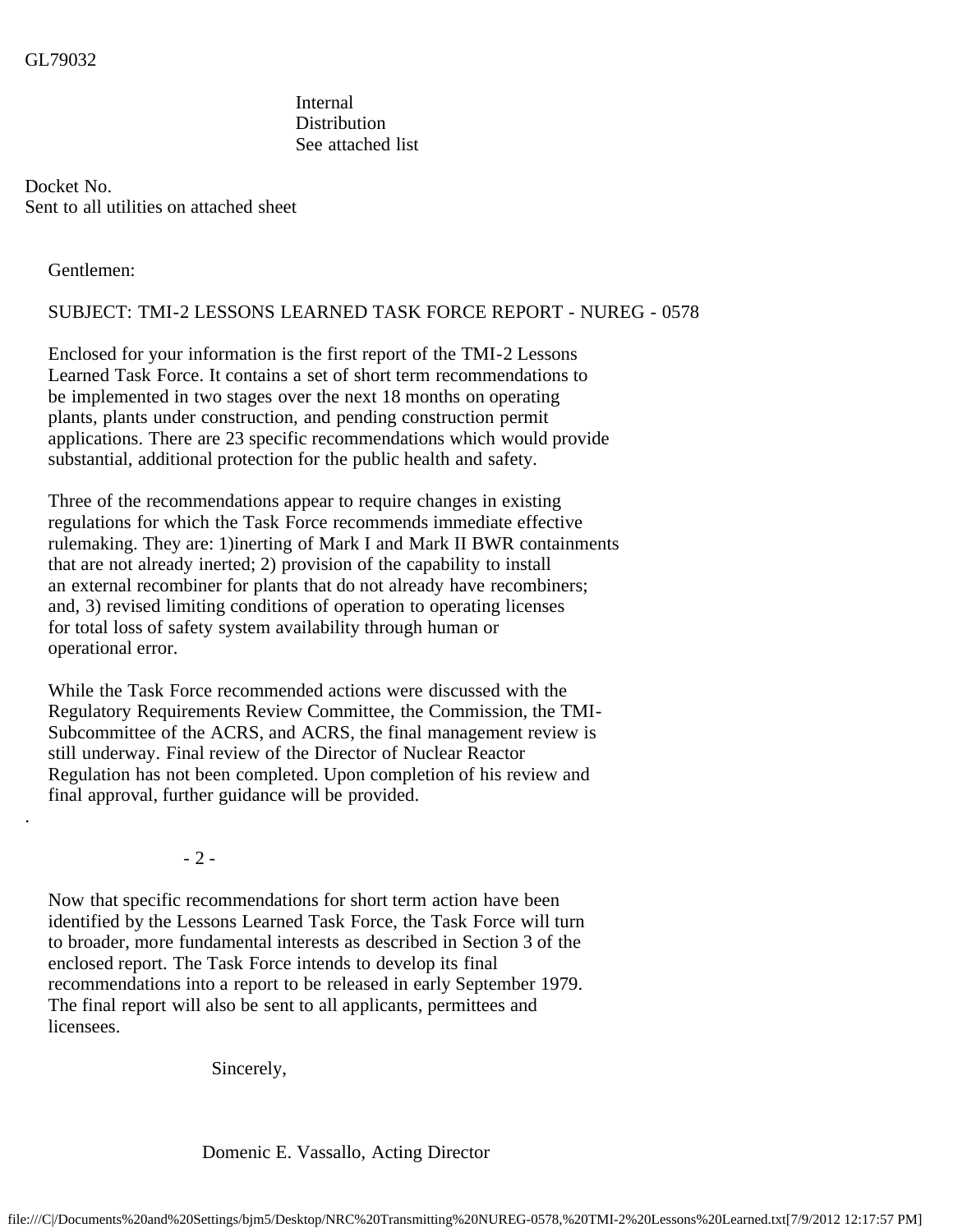GL79032

Internal
Distribution
See attached list

Docket No.
Sent to all utilities on attached sheet

Gentlemen:

SUBJECT: TMI-2 LESSONS LEARNED TASK FORCE REPORT - NUREG - 0578

Enclosed for your information is the first report of the TMI-2 Lessons Learned Task Force. It contains a set of short term recommendations to be implemented in two stages over the next 18 months on operating plants, plants under construction, and pending construction permit applications. There are 23 specific recommendations which would provide substantial, additional protection for the public health and safety.

Three of the recommendations appear to require changes in existing regulations for which the Task Force recommends immediate effective rulemaking. They are: 1)inerting of Mark I and Mark II BWR containments that are not already inerted; 2) provision of the capability to install an external recombiner for plants that do not already have recombiners; and, 3) revised limiting conditions of operation to operating licenses for total loss of safety system availability through human or operational error.

While the Task Force recommended actions were discussed with the Regulatory Requirements Review Committee, the Commission, the TMI-Subcommittee of the ACRS, and ACRS, the final management review is still underway. Final review of the Director of Nuclear Reactor Regulation has not been completed. Upon completion of his review and final approval, further guidance will be provided.

Now that specific recommendations for short term action have been identified by the Lessons Learned Task Force, the Task Force will turn to broader, more fundamental interests as described in Section 3 of the enclosed report. The Task Force intends to develop its final recommendations into a report to be released in early September 1979. The final report will also be sent to all applicants, permittees and licensees.

Sincerely,

Domenic E. Vassallo, Acting Director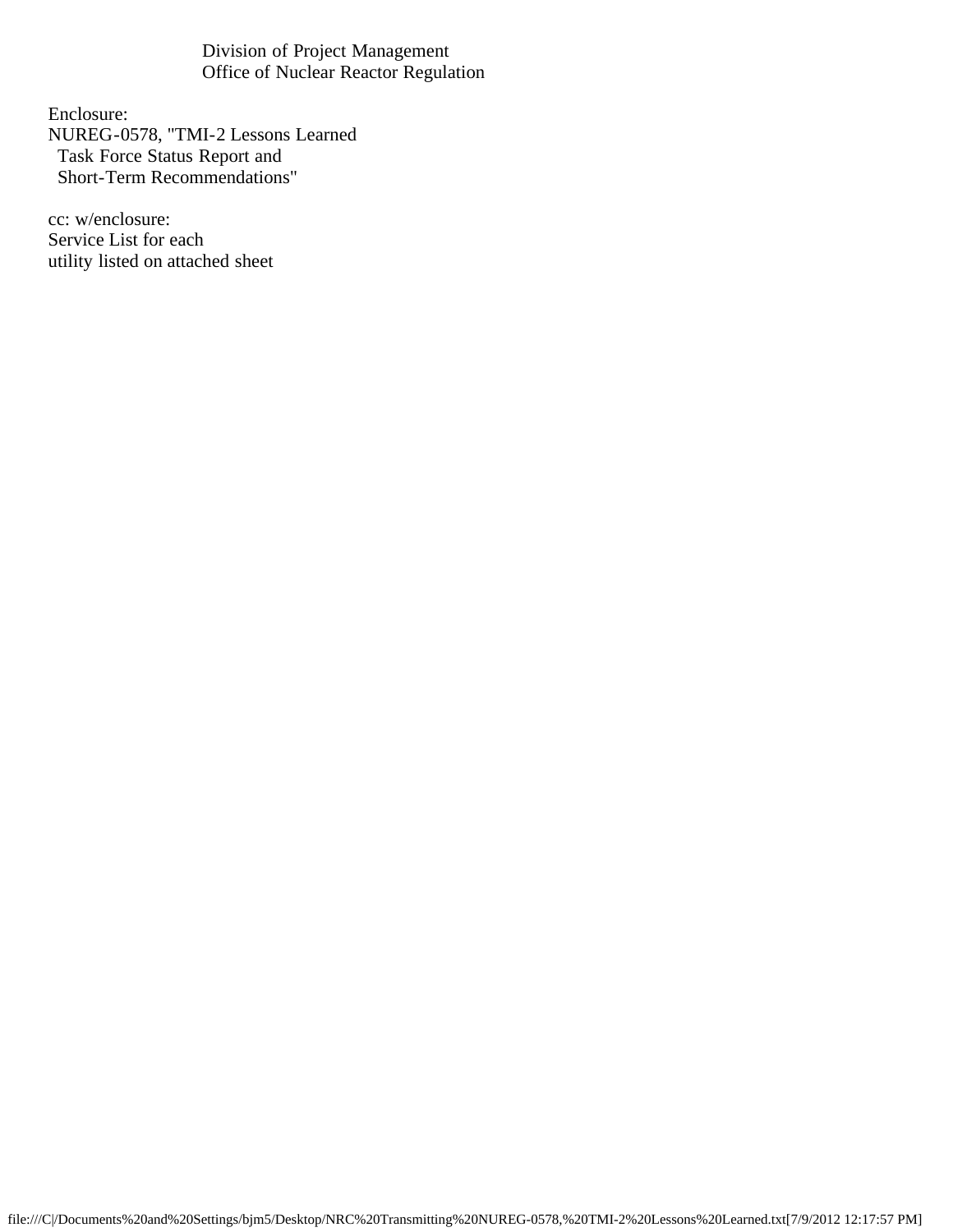Division of Project Management
Office of Nuclear Reactor Regulation

Enclosure:
NUREG-0578, "TMI-2 Lessons Learned
Task Force Status Report and
Short-Term Recommendations"

cc: w/enclosure:
Service List for each
utility listed on attached sheet